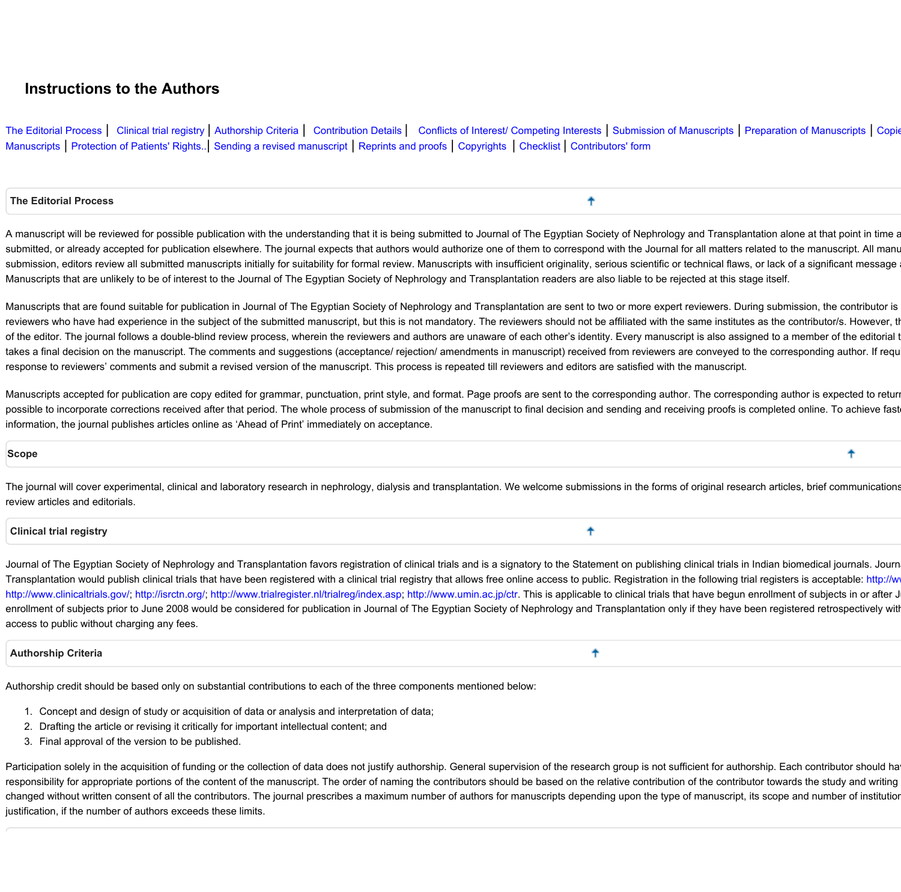# Instructions to the Authors

The Editorial Process | Clinical trial registry | Authorship Criteria | Contribution Details | Conflicts of Interest/ Competing Interests | Submission of Manuscripts | Preparation of Manuscripts | Copie Manuscripts | Protection of Patients' Rights..| Sending a revised manuscript | Reprints and proofs | Copyrights | Checklist | Contributors' form

## The Editorial Process

A manuscript will be reviewed for possible publication with the understanding that it is being submitted to Journal of The Egyptian Society of Nephrology and Transplantation alone at that point in time a submitted, or already accepted for publication elsewhere. The journal expects that authors would authorize one of them to correspond with the Journal for all matters related to the manuscript. All manu submission, editors review all submitted manuscripts initially for suitability for formal review. Manuscripts with insufficient originality, serious scientific or technical flaws, or lack of a significant message a Manuscripts that are unlikely to be of interest to the Journal of The Egyptian Society of Nephrology and Transplantation readers are also liable to be rejected at this stage itself.

Manuscripts that are found suitable for publication in Journal of The Egyptian Society of Nephrology and Transplantation are sent to two or more expert reviewers. During submission, the contributor is reviewers who have had experience in the subject of the submitted manuscript, but this is not mandatory. The reviewers should not be affiliated with the same institutes as the contributor/s. However, th of the editor. The journal follows a double-blind review process, wherein the reviewers and authors are unaware of each other's identity. Every manuscript is also assigned to a member of the editorial t takes a final decision on the manuscript. The comments and suggestions (acceptance/ rejection/ amendments in manuscript) received from reviewers are conveyed to the corresponding author. If requi response to reviewers' comments and submit a revised version of the manuscript. This process is repeated till reviewers and editors are satisfied with the manuscript.

Manuscripts accepted for publication are copy edited for grammar, punctuation, print style, and format. Page proofs are sent to the corresponding author. The corresponding author is expected to returr possible to incorporate corrections received after that period. The whole process of submission of the manuscript to final decision and sending and receiving proofs is completed online. To achieve faste information, the journal publishes articles online as 'Ahead of Print' immediately on acceptance.

## Scope

The journal will cover experimental, clinical and laboratory research in nephrology, dialysis and transplantation. We welcome submissions in the forms of original research articles, brief communications review articles and editorials.

## Clinical trial registry

Journal of The Egyptian Society of Nephrology and Transplantation favors registration of clinical trials and is a signatory to the Statement on publishing clinical trials in Indian biomedical journals. Journa Transplantation would publish clinical trials that have been registered with a clinical trial registry that allows free online access to public. Registration in the following trial registers is acceptable: http://w http://www.clinicaltrials.gov/; http://isrctn.org/; http://www.trialregister.nl/trialreg/index.asp; http://www.umin.ac.jp/ctr. This is applicable to clinical trials that have begun enrollment of subjects in or after J enrollment of subjects prior to June 2008 would be considered for publication in Journal of The Egyptian Society of Nephrology and Transplantation only if they have been registered retrospectively with access to public without charging any fees.

## Authorship Criteria

Authorship credit should be based only on substantial contributions to each of the three components mentioned below:

1. Concept and design of study or acquisition of data or analysis and interpretation of data;
2. Drafting the article or revising it critically for important intellectual content; and
3. Final approval of the version to be published.

Participation solely in the acquisition of funding or the collection of data does not justify authorship. General supervision of the research group is not sufficient for authorship. Each contributor should ha responsibility for appropriate portions of the content of the manuscript. The order of naming the contributors should be based on the relative contribution of the contributor towards the study and writing changed without written consent of all the contributors. The journal prescribes a maximum number of authors for manuscripts depending upon the type of manuscript, its scope and number of institution justification, if the number of authors exceeds these limits.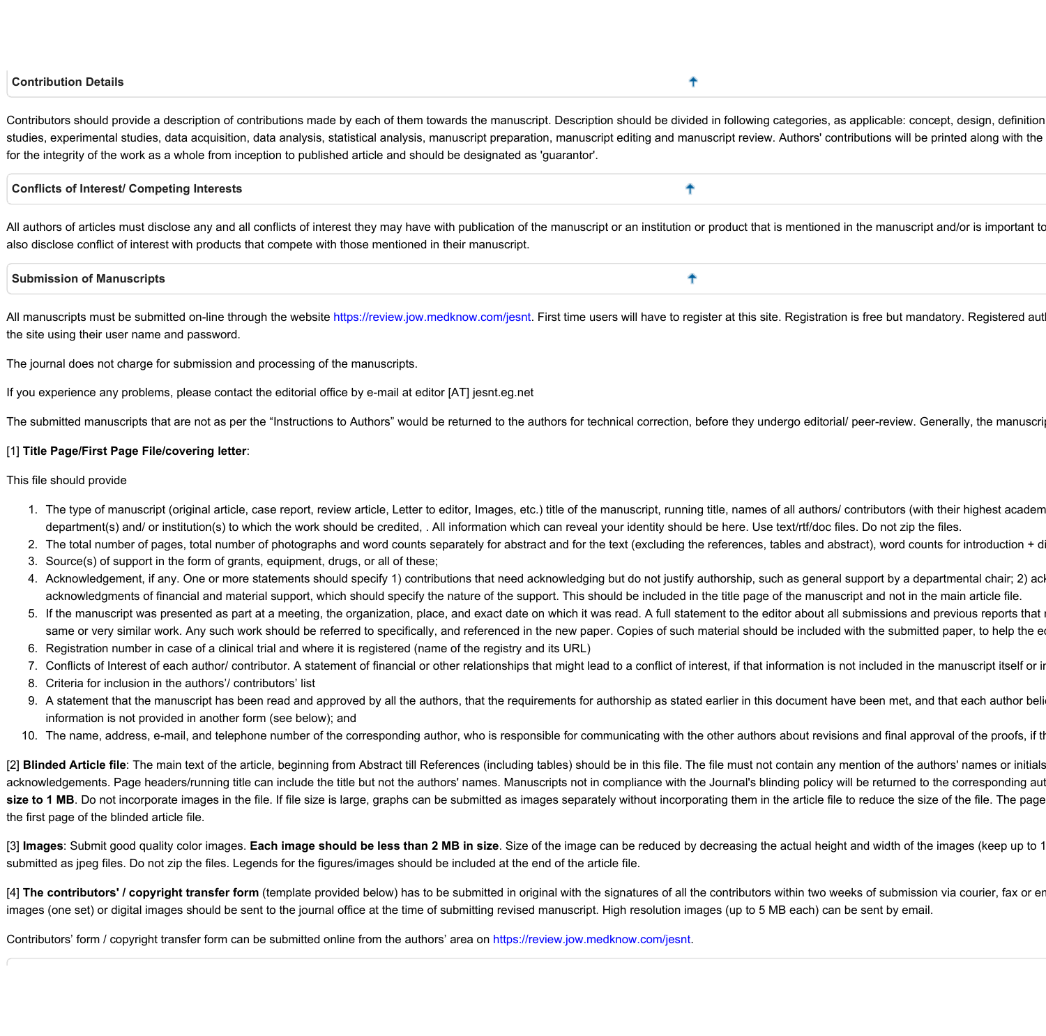### Contribution Details

Contributors should provide a description of contributions made by each of them towards the manuscript. Description should be divided in following categories, as applicable: concept, design, definition studies, experimental studies, data acquisition, data analysis, statistical analysis, manuscript preparation, manuscript editing and manuscript review. Authors' contributions will be printed along with the for the integrity of the work as a whole from inception to published article and should be designated as 'guarantor'.

### Conflicts of Interest/ Competing Interests

All authors of articles must disclose any and all conflicts of interest they may have with publication of the manuscript or an institution or product that is mentioned in the manuscript and/or is important to also disclose conflict of interest with products that compete with those mentioned in their manuscript.

### Submission of Manuscripts

All manuscripts must be submitted on-line through the website https://review.jow.medknow.com/jesnt. First time users will have to register at this site. Registration is free but mandatory. Registered aut the site using their user name and password.

The journal does not charge for submission and processing of the manuscripts.

If you experience any problems, please contact the editorial office by e-mail at editor [AT] jesnt.eg.net

The submitted manuscripts that are not as per the "Instructions to Authors" would be returned to the authors for technical correction, before they undergo editorial/ peer-review. Generally, the manuscrip

[1] **Title Page/First Page File/covering letter**:

This file should provide

1. The type of manuscript (original article, case report, review article, Letter to editor, Images, etc.) title of the manuscript, running title, names of all authors/ contributors (with their highest academ department(s) and/ or institution(s) to which the work should be credited, . All information which can reveal your identity should be here. Use text/rtf/doc files. Do not zip the files.
2. The total number of pages, total number of photographs and word counts separately for abstract and for the text (excluding the references, tables and abstract), word counts for introduction + di
3. Source(s) of support in the form of grants, equipment, drugs, or all of these;
4. Acknowledgement, if any. One or more statements should specify 1) contributions that need acknowledging but do not justify authorship, such as general support by a departmental chair; 2) ack acknowledgments of financial and material support, which should specify the nature of the support. This should be included in the title page of the manuscript and not in the main article file.
5. If the manuscript was presented as part at a meeting, the organization, place, and exact date on which it was read. A full statement to the editor about all submissions and previous reports that r same or very similar work. Any such work should be referred to specifically, and referenced in the new paper. Copies of such material should be included with the submitted paper, to help the ed
6. Registration number in case of a clinical trial and where it is registered (name of the registry and its URL)
7. Conflicts of Interest of each author/ contributor. A statement of financial or other relationships that might lead to a conflict of interest, if that information is not included in the manuscript itself or ir
8. Criteria for inclusion in the authors'/ contributors' list
9. A statement that the manuscript has been read and approved by all the authors, that the requirements for authorship as stated earlier in this document have been met, and that each author beli information is not provided in another form (see below); and
10. The name, address, e-mail, and telephone number of the corresponding author, who is responsible for communicating with the other authors about revisions and final approval of the proofs, if th

[2] **Blinded Article file**: The main text of the article, beginning from Abstract till References (including tables) should be in this file. The file must not contain any mention of the authors' names or initials acknowledgements. Page headers/running title can include the title but not the authors' names. Manuscripts not in compliance with the Journal's blinding policy will be returned to the corresponding aut **size to 1 MB**. Do not incorporate images in the file. If file size is large, graphs can be submitted as images separately without incorporating them in the article file to reduce the size of the file. The page the first page of the blinded article file.

[3] **Images**: Submit good quality color images. **Each image should be less than 2 MB in size**. Size of the image can be reduced by decreasing the actual height and width of the images (keep up to 1 submitted as jpeg files. Do not zip the files. Legends for the figures/images should be included at the end of the article file.

[4] **The contributors' / copyright transfer form** (template provided below) has to be submitted in original with the signatures of all the contributors within two weeks of submission via courier, fax or em images (one set) or digital images should be sent to the journal office at the time of submitting revised manuscript. High resolution images (up to 5 MB each) can be sent by email.

Contributors' form / copyright transfer form can be submitted online from the authors' area on https://review.jow.medknow.com/jesnt.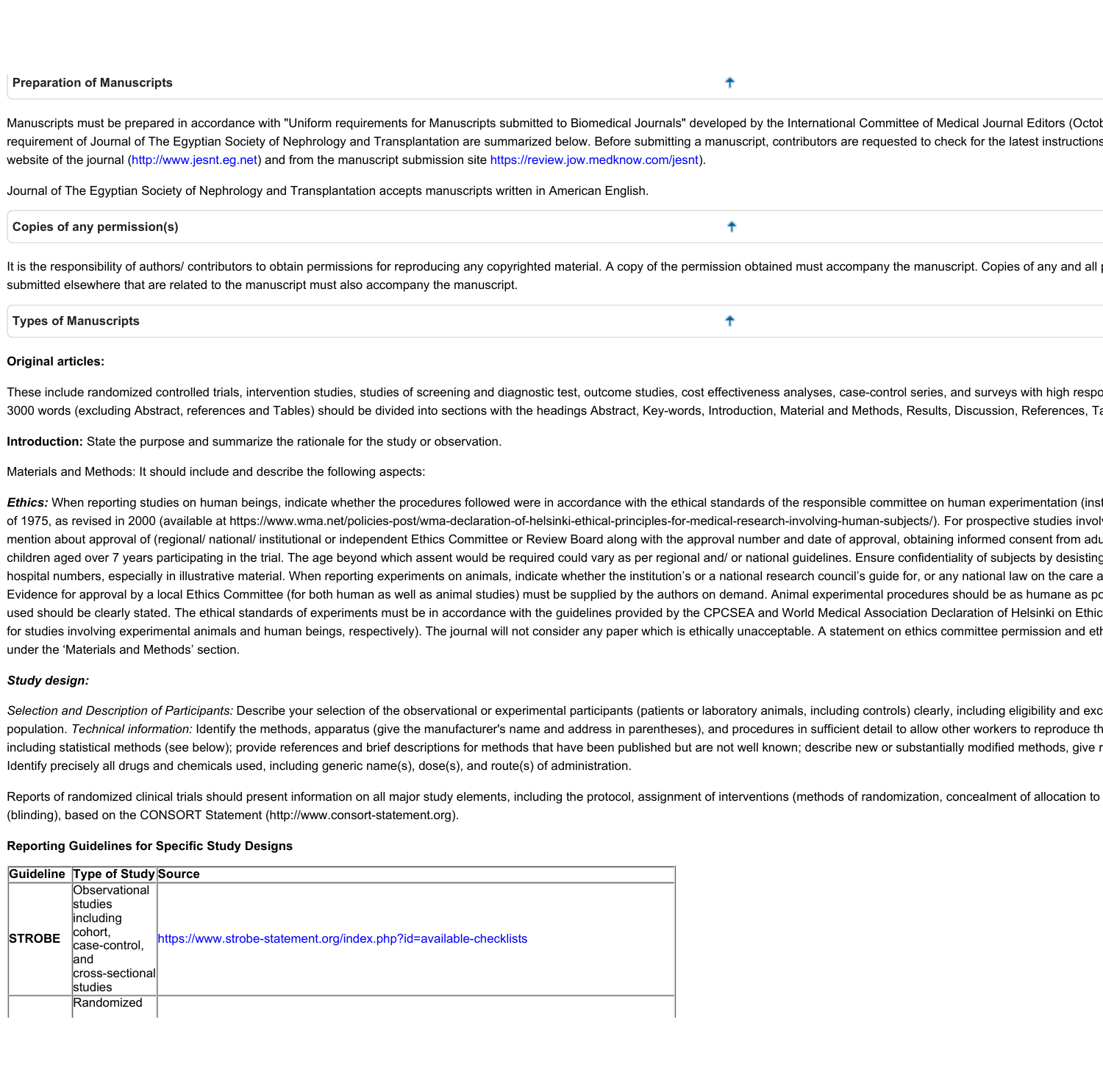**Preparation of Manuscripts**

Manuscripts must be prepared in accordance with "Uniform requirements for Manuscripts submitted to Biomedical Journals" developed by the International Committee of Medical Journal Editors (Octob requirement of Journal of The Egyptian Society of Nephrology and Transplantation are summarized below. Before submitting a manuscript, contributors are requested to check for the latest instructions website of the journal (http://www.jesnt.eg.net) and from the manuscript submission site https://review.jow.medknow.com/jesnt).

Journal of The Egyptian Society of Nephrology and Transplantation accepts manuscripts written in American English.

**Copies of any permission(s)**

It is the responsibility of authors/ contributors to obtain permissions for reproducing any copyrighted material. A copy of the permission obtained must accompany the manuscript. Copies of any and all submitted elsewhere that are related to the manuscript must also accompany the manuscript.

**Types of Manuscripts**

**Original articles:**

These include randomized controlled trials, intervention studies, studies of screening and diagnostic test, outcome studies, cost effectiveness analyses, case-control series, and surveys with high respo 3000 words (excluding Abstract, references and Tables) should be divided into sections with the headings Abstract, Key-words, Introduction, Material and Methods, Results, Discussion, References, Ta

**Introduction:** State the purpose and summarize the rationale for the study or observation.

Materials and Methods: It should include and describe the following aspects:

***Ethics:*** When reporting studies on human beings, indicate whether the procedures followed were in accordance with the ethical standards of the responsible committee on human experimentation (inst of 1975, as revised in 2000 (available at https://www.wma.net/policies-post/wma-declaration-of-helsinki-ethical-principles-for-medical-research-involving-human-subjects/). For prospective studies involv mention about approval of (regional/ national/ institutional or independent Ethics Committee or Review Board along with the approval number and date of approval, obtaining informed consent from adu children aged over 7 years participating in the trial. The age beyond which assent would be required could vary as per regional and/ or national guidelines. Ensure confidentiality of subjects by desisting hospital numbers, especially in illustrative material. When reporting experiments on animals, indicate whether the institution's or a national research council's guide for, or any national law on the care a Evidence for approval by a local Ethics Committee (for both human as well as animal studies) must be supplied by the authors on demand. Animal experimental procedures should be as humane as po used should be clearly stated. The ethical standards of experiments must be in accordance with the guidelines provided by the CPCSEA and World Medical Association Declaration of Helsinki on Ethic for studies involving experimental animals and human beings, respectively). The journal will not consider any paper which is ethically unacceptable. A statement on ethics committee permission and eth under the 'Materials and Methods' section.

***Study design:***

*Selection and Description of Participants:* Describe your selection of the observational or experimental participants (patients or laboratory animals, including controls) clearly, including eligibility and exc population. *Technical information:* Identify the methods, apparatus (give the manufacturer's name and address in parentheses), and procedures in sufficient detail to allow other workers to reproduce th including statistical methods (see below); provide references and brief descriptions for methods that have been published but are not well known; describe new or substantially modified methods, give r Identify precisely all drugs and chemicals used, including generic name(s), dose(s), and route(s) of administration.

Reports of randomized clinical trials should present information on all major study elements, including the protocol, assignment of interventions (methods of randomization, concealment of allocation to (blinding), based on the CONSORT Statement (http://www.consort-statement.org).

**Reporting Guidelines for Specific Study Designs**

| Guideline | Type of Study | Source |
| --- | --- | --- |
| **STROBE** | Observational studies including cohort, case-control, and cross-sectional studies | https://www.strobe-statement.org/index.php?id=available-checklists |
| | Randomized | |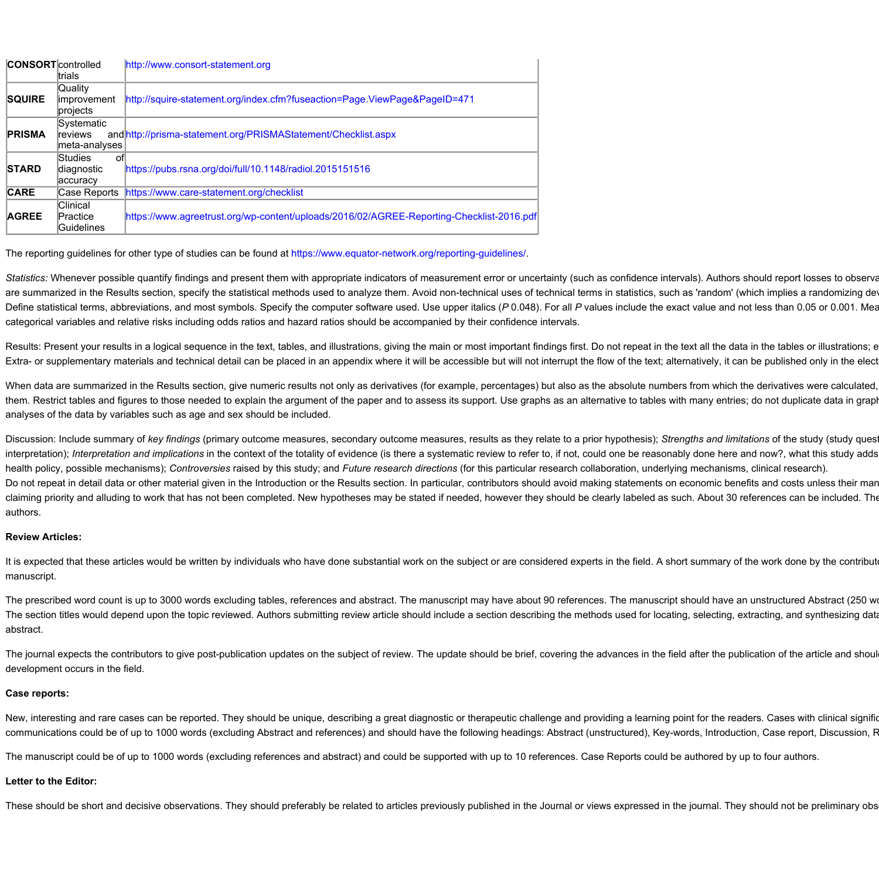| | | |
|---|---|---|
| **CONSORT** | controlled trials | http://www.consort-statement.org |
| **SQUIRE** | Quality improvement projects | http://squire-statement.org/index.cfm?fuseaction=Page.ViewPage&PageID=471 |
| **PRISMA** | Systematic reviews and meta-analyses | http://prisma-statement.org/PRISMAStatement/Checklist.aspx |
| **STARD** | Studies of diagnostic accuracy | https://pubs.rsna.org/doi/full/10.1148/radiol.2015151516 |
| **CARE** | Case Reports | https://www.care-statement.org/checklist |
| **AGREE** | Clinical Practice Guidelines | https://www.agreetrust.org/wp-content/uploads/2016/02/AGREE-Reporting-Checklist-2016.pdf |

The reporting guidelines for other type of studies can be found at https://www.equator-network.org/reporting-guidelines/.

*Statistics:* Whenever possible quantify findings and present them with appropriate indicators of measurement error or uncertainty (such as confidence intervals). Authors should report losses to observa are summarized in the Results section, specify the statistical methods used to analyze them. Avoid non-technical uses of technical terms in statistics, such as 'random' (which implies a randomizing dev Define statistical terms, abbreviations, and most symbols. Specify the computer software used. Use upper italics (*P* 0.048). For all *P* values include the exact value and not less than 0.05 or 0.001. Mea categorical variables and relative risks including odds ratios and hazard ratios should be accompanied by their confidence intervals.

Results: Present your results in a logical sequence in the text, tables, and illustrations, giving the main or most important findings first. Do not repeat in the text all the data in the tables or illustrations; e Extra- or supplementary materials and technical detail can be placed in an appendix where it will be accessible but will not interrupt the flow of the text; alternatively, it can be published only in the elect

When data are summarized in the Results section, give numeric results not only as derivatives (for example, percentages) but also as the absolute numbers from which the derivatives were calculated, them. Restrict tables and figures to those needed to explain the argument of the paper and to assess its support. Use graphs as an alternative to tables with many entries; do not duplicate data in graph analyses of the data by variables such as age and sex should be included.

Discussion: Include summary of *key findings* (primary outcome measures, secondary outcome measures, results as they relate to a prior hypothesis); *Strengths and limitations* of the study (study quest interpretation); *Interpretation and implications* in the context of the totality of evidence (is there a systematic review to refer to, if not, could one be reasonably done here and now?, what this study adds health policy, possible mechanisms); *Controversies* raised by this study; and *Future research directions* (for this particular research collaboration, underlying mechanisms, clinical research).
Do not repeat in detail data or other material given in the Introduction or the Results section. In particular, contributors should avoid making statements on economic benefits and costs unless their man claiming priority and alluding to work that has not been completed. New hypotheses may be stated if needed, however they should be clearly labeled as such. About 30 references can be included. The authors.

**Review Articles:**

It is expected that these articles would be written by individuals who have done substantial work on the subject or are considered experts in the field. A short summary of the work done by the contributo manuscript.

The prescribed word count is up to 3000 words excluding tables, references and abstract. The manuscript may have about 90 references. The manuscript should have an unstructured Abstract (250 wo The section titles would depend upon the topic reviewed. Authors submitting review article should include a section describing the methods used for locating, selecting, extracting, and synthesizing data abstract.

The journal expects the contributors to give post-publication updates on the subject of review. The update should be brief, covering the advances in the field after the publication of the article and shoul development occurs in the field.

**Case reports:**

New, interesting and rare cases can be reported. They should be unique, describing a great diagnostic or therapeutic challenge and providing a learning point for the readers. Cases with clinical signific communications could be of up to 1000 words (excluding Abstract and references) and should have the following headings: Abstract (unstructured), Key-words, Introduction, Case report, Discussion, R

The manuscript could be of up to 1000 words (excluding references and abstract) and could be supported with up to 10 references. Case Reports could be authored by up to four authors.

**Letter to the Editor:**

These should be short and decisive observations. They should preferably be related to articles previously published in the Journal or views expressed in the journal. They should not be preliminary obs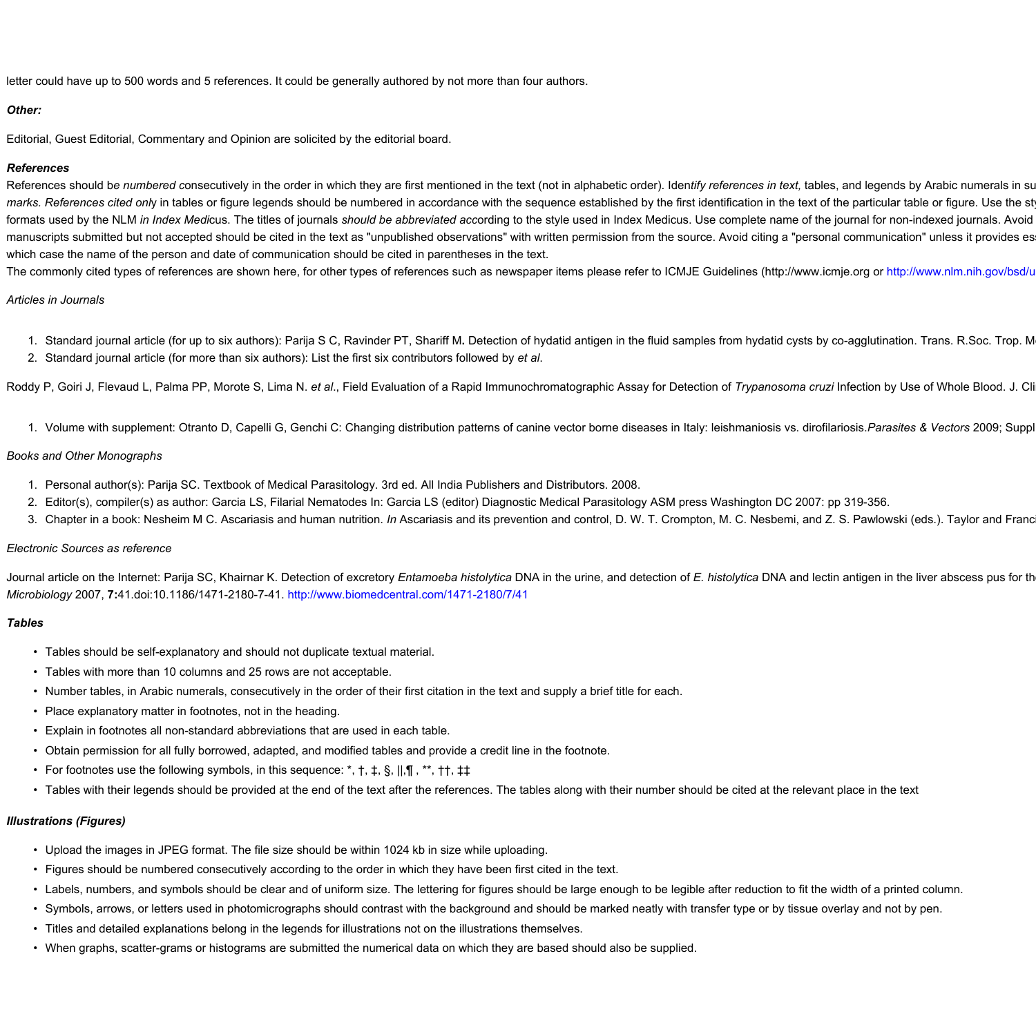letter could have up to 500 words and 5 references. It could be generally authored by not more than four authors.

***Other:***

Editorial, Guest Editorial, Commentary and Opinion are solicited by the editorial board.

***References***

References should be *numbered c*onsecutively in the order in which they are first mentioned in the text (not in alphabetic order). Iden*tify references in text,* tables, and legends by Arabic numerals in su *marks. References cited onl*y in tables or figure legends should be numbered in accordance with the sequence established by the first identification in the text of the particular table or figure. Use the sty formats used by the NLM *in Index Medi*cus. The titles of journals *should be abbreviated acc*ording to the style used in Index Medicus. Use complete name of the journal for non-indexed journals. Avoid manuscripts submitted but not accepted should be cited in the text as "unpublished observations" with written permission from the source. Avoid citing a "personal communication" unless it provides es which case the name of the person and date of communication should be cited in parentheses in the text.
The commonly cited types of references are shown here, for other types of references such as newspaper items please refer to ICMJE Guidelines (http://www.icmje.org or http://www.nlm.nih.gov/bsd/u

*Articles in Journals*

1. Standard journal article (for up to six authors): Parija S C, Ravinder PT, Shariff M**.** Detection of hydatid antigen in the fluid samples from hydatid cysts by co-agglutination. Trans. R.Soc. Trop. M
2. Standard journal article (for more than six authors): List the first six contributors followed by *et al*.

Roddy P, Goiri J, Flevaud L, Palma PP, Morote S, Lima N. *et al*., Field Evaluation of a Rapid Immunochromatographic Assay for Detection of *Trypanosoma cruzi* Infection by Use of Whole Blood. J. Cli

1. Volume with supplement: Otranto D, Capelli G, Genchi C: Changing distribution patterns of canine vector borne diseases in Italy: leishmaniosis vs. dirofilariosis.*Parasites & Vectors* 2009; Suppl

*Books and Other Monographs*

1. Personal author(s): Parija SC. Textbook of Medical Parasitology. 3rd ed. All India Publishers and Distributors. 2008.
2. Editor(s), compiler(s) as author: Garcia LS, Filarial Nematodes In: Garcia LS (editor) Diagnostic Medical Parasitology ASM press Washington DC 2007: pp 319-356.
3. Chapter in a book: Nesheim M C. Ascariasis and human nutrition. *In* Ascariasis and its prevention and control, D. W. T. Crompton, M. C. Nesbemi, and Z. S. Pawlowski (eds.). Taylor and Franci

*Electronic Sources as reference*

Journal article on the Internet: Parija SC, Khairnar K. Detection of excretory *Entamoeba histolytica* DNA in the urine, and detection of *E. histolytica* DNA and lectin antigen in the liver abscess pus for th *Microbiology* 2007, **7:**41.doi:10.1186/1471-2180-7-41. http://www.biomedcentral.com/1471-2180/7/41

***Tables***

- Tables should be self-explanatory and should not duplicate textual material.
- Tables with more than 10 columns and 25 rows are not acceptable.
- Number tables, in Arabic numerals, consecutively in the order of their first citation in the text and supply a brief title for each.
- Place explanatory matter in footnotes, not in the heading.
- Explain in footnotes all non-standard abbreviations that are used in each table.
- Obtain permission for all fully borrowed, adapted, and modified tables and provide a credit line in the footnote.
- For footnotes use the following symbols, in this sequence: *, †, ‡, §, ||,¶ , **, ††, ‡‡
- Tables with their legends should be provided at the end of the text after the references. The tables along with their number should be cited at the relevant place in the text

***Illustrations (Figures)***

- Upload the images in JPEG format. The file size should be within 1024 kb in size while uploading.
- Figures should be numbered consecutively according to the order in which they have been first cited in the text.
- Labels, numbers, and symbols should be clear and of uniform size. The lettering for figures should be large enough to be legible after reduction to fit the width of a printed column.
- Symbols, arrows, or letters used in photomicrographs should contrast with the background and should be marked neatly with transfer type or by tissue overlay and not by pen.
- Titles and detailed explanations belong in the legends for illustrations not on the illustrations themselves.
- When graphs, scatter-grams or histograms are submitted the numerical data on which they are based should also be supplied.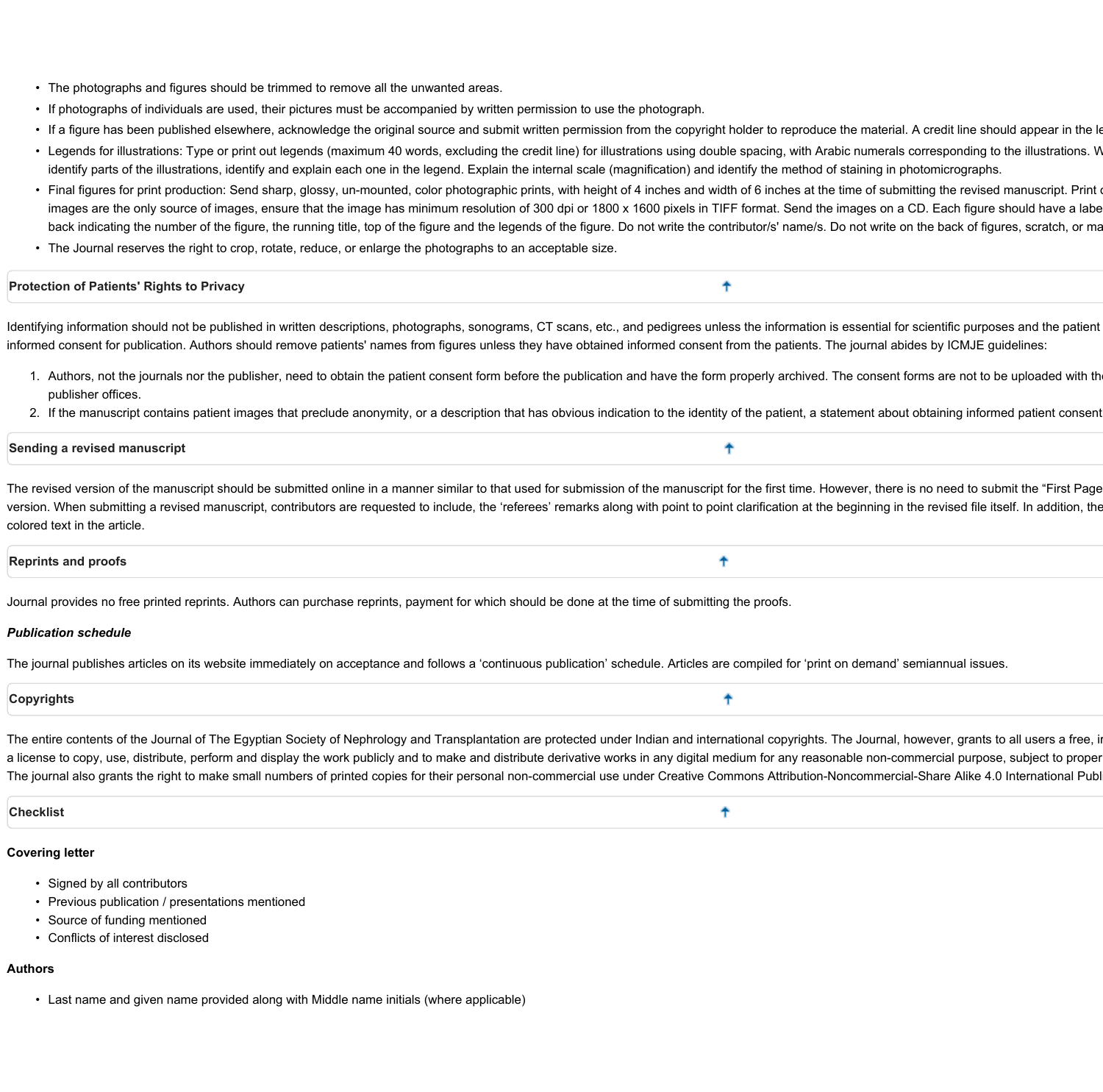- The photographs and figures should be trimmed to remove all the unwanted areas.
- If photographs of individuals are used, their pictures must be accompanied by written permission to use the photograph.
- If a figure has been published elsewhere, acknowledge the original source and submit written permission from the copyright holder to reproduce the material. A credit line should appear in the le
- Legends for illustrations: Type or print out legends (maximum 40 words, excluding the credit line) for illustrations using double spacing, with Arabic numerals corresponding to the illustrations. W identify parts of the illustrations, identify and explain each one in the legend. Explain the internal scale (magnification) and identify the method of staining in photomicrographs.
- Final figures for print production: Send sharp, glossy, un-mounted, color photographic prints, with height of 4 inches and width of 6 inches at the time of submitting the revised manuscript. Print c images are the only source of images, ensure that the image has minimum resolution of 300 dpi or 1800 x 1600 pixels in TIFF format. Send the images on a CD. Each figure should have a labe back indicating the number of the figure, the running title, top of the figure and the legends of the figure. Do not write the contributor/s' name/s. Do not write on the back of figures, scratch, or ma
- The Journal reserves the right to crop, rotate, reduce, or enlarge the photographs to an acceptable size.

## Protection of Patients' Rights to Privacy

Identifying information should not be published in written descriptions, photographs, sonograms, CT scans, etc., and pedigrees unless the information is essential for scientific purposes and the patient informed consent for publication. Authors should remove patients' names from figures unless they have obtained informed consent from the patients. The journal abides by ICMJE guidelines:

1. Authors, not the journals nor the publisher, need to obtain the patient consent form before the publication and have the form properly archived. The consent forms are not to be uploaded with th publisher offices.
2. If the manuscript contains patient images that preclude anonymity, or a description that has obvious indication to the identity of the patient, a statement about obtaining informed patient consent

## Sending a revised manuscript

The revised version of the manuscript should be submitted online in a manner similar to that used for submission of the manuscript for the first time. However, there is no need to submit the "First Page version. When submitting a revised manuscript, contributors are requested to include, the 'referees' remarks along with point to point clarification at the beginning in the revised file itself. In addition, the colored text in the article.

## Reprints and proofs

Journal provides no free printed reprints. Authors can purchase reprints, payment for which should be done at the time of submitting the proofs.

***Publication schedule***

The journal publishes articles on its website immediately on acceptance and follows a 'continuous publication' schedule. Articles are compiled for 'print on demand' semiannual issues.

## Copyrights

The entire contents of the Journal of The Egyptian Society of Nephrology and Transplantation are protected under Indian and international copyrights. The Journal, however, grants to all users a free, ir a license to copy, use, distribute, perform and display the work publicly and to make and distribute derivative works in any digital medium for any reasonable non-commercial purpose, subject to proper The journal also grants the right to make small numbers of printed copies for their personal non-commercial use under Creative Commons Attribution-Noncommercial-Share Alike 4.0 International Publi

## Checklist

**Covering letter**

- Signed by all contributors
- Previous publication / presentations mentioned
- Source of funding mentioned
- Conflicts of interest disclosed

**Authors**

- Last name and given name provided along with Middle name initials (where applicable)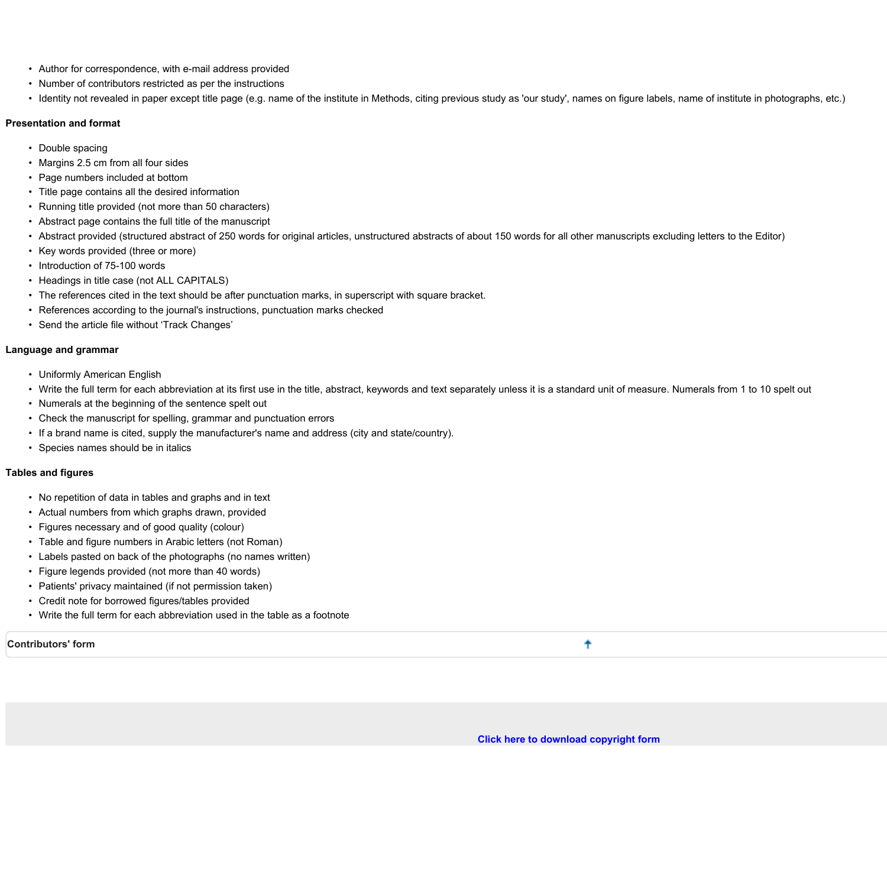- Author for correspondence, with e-mail address provided
- Number of contributors restricted as per the instructions
- Identity not revealed in paper except title page (e.g. name of the institute in Methods, citing previous study as 'our study', names on figure labels, name of institute in photographs, etc.)

**Presentation and format**

- Double spacing
- Margins 2.5 cm from all four sides
- Page numbers included at bottom
- Title page contains all the desired information
- Running title provided (not more than 50 characters)
- Abstract page contains the full title of the manuscript
- Abstract provided (structured abstract of 250 words for original articles, unstructured abstracts of about 150 words for all other manuscripts excluding letters to the Editor)
- Key words provided (three or more)
- Introduction of 75-100 words
- Headings in title case (not ALL CAPITALS)
- The references cited in the text should be after punctuation marks, in superscript with square bracket.
- References according to the journal's instructions, punctuation marks checked
- Send the article file without 'Track Changes'

**Language and grammar**

- Uniformly American English
- Write the full term for each abbreviation at its first use in the title, abstract, keywords and text separately unless it is a standard unit of measure. Numerals from 1 to 10 spelt out
- Numerals at the beginning of the sentence spelt out
- Check the manuscript for spelling, grammar and punctuation errors
- If a brand name is cited, supply the manufacturer's name and address (city and state/country).
- Species names should be in italics

**Tables and figures**

- No repetition of data in tables and graphs and in text
- Actual numbers from which graphs drawn, provided
- Figures necessary and of good quality (colour)
- Table and figure numbers in Arabic letters (not Roman)
- Labels pasted on back of the photographs (no names written)
- Figure legends provided (not more than 40 words)
- Patients' privacy maintained (if not permission taken)
- Credit note for borrowed figures/tables provided
- Write the full term for each abbreviation used in the table as a footnote

**Contributors' form**

**Click here to download copyright form**